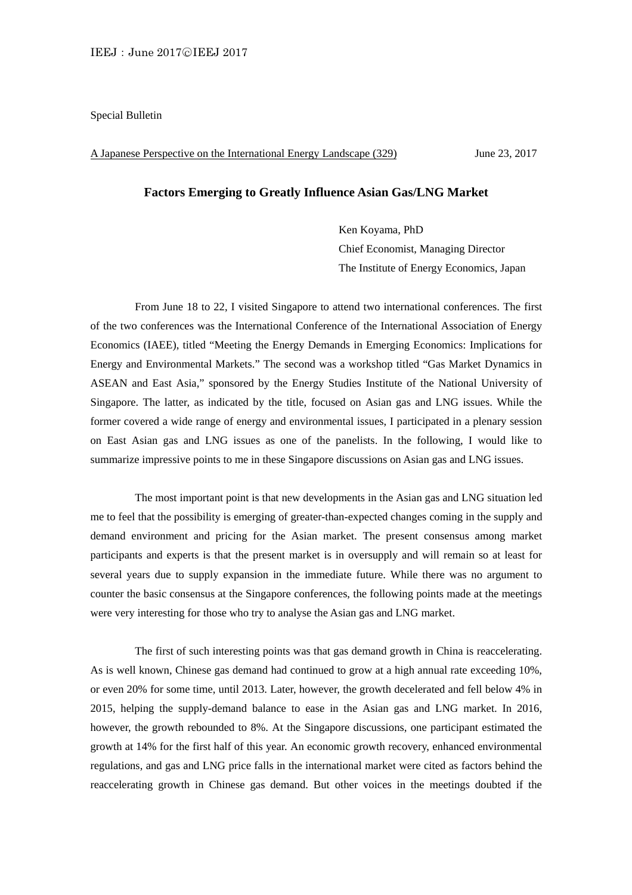Special Bulletin

A Japanese Perspective on the International Energy Landscape (329) June 23, 2017

# Factors Emerging to Greatly Influence Asian Gas/LNG Market

Ken Koyama, PhD
Chief Economist, Managing Director
The Institute of Energy Economics, Japan

From June 18 to 22, I visited Singapore to attend two international conferences. The first of the two conferences was the International Conference of the International Association of Energy Economics (IAEE), titled "Meeting the Energy Demands in Emerging Economics: Implications for Energy and Environmental Markets." The second was a workshop titled "Gas Market Dynamics in ASEAN and East Asia," sponsored by the Energy Studies Institute of the National University of Singapore. The latter, as indicated by the title, focused on Asian gas and LNG issues. While the former covered a wide range of energy and environmental issues, I participated in a plenary session on East Asian gas and LNG issues as one of the panelists. In the following, I would like to summarize impressive points to me in these Singapore discussions on Asian gas and LNG issues.

The most important point is that new developments in the Asian gas and LNG situation led me to feel that the possibility is emerging of greater-than-expected changes coming in the supply and demand environment and pricing for the Asian market. The present consensus among market participants and experts is that the present market is in oversupply and will remain so at least for several years due to supply expansion in the immediate future. While there was no argument to counter the basic consensus at the Singapore conferences, the following points made at the meetings were very interesting for those who try to analyse the Asian gas and LNG market.

The first of such interesting points was that gas demand growth in China is reaccelerating. As is well known, Chinese gas demand had continued to grow at a high annual rate exceeding 10%, or even 20% for some time, until 2013. Later, however, the growth decelerated and fell below 4% in 2015, helping the supply-demand balance to ease in the Asian gas and LNG market. In 2016, however, the growth rebounded to 8%. At the Singapore discussions, one participant estimated the growth at 14% for the first half of this year. An economic growth recovery, enhanced environmental regulations, and gas and LNG price falls in the international market were cited as factors behind the reaccelerating growth in Chinese gas demand. But other voices in the meetings doubted if the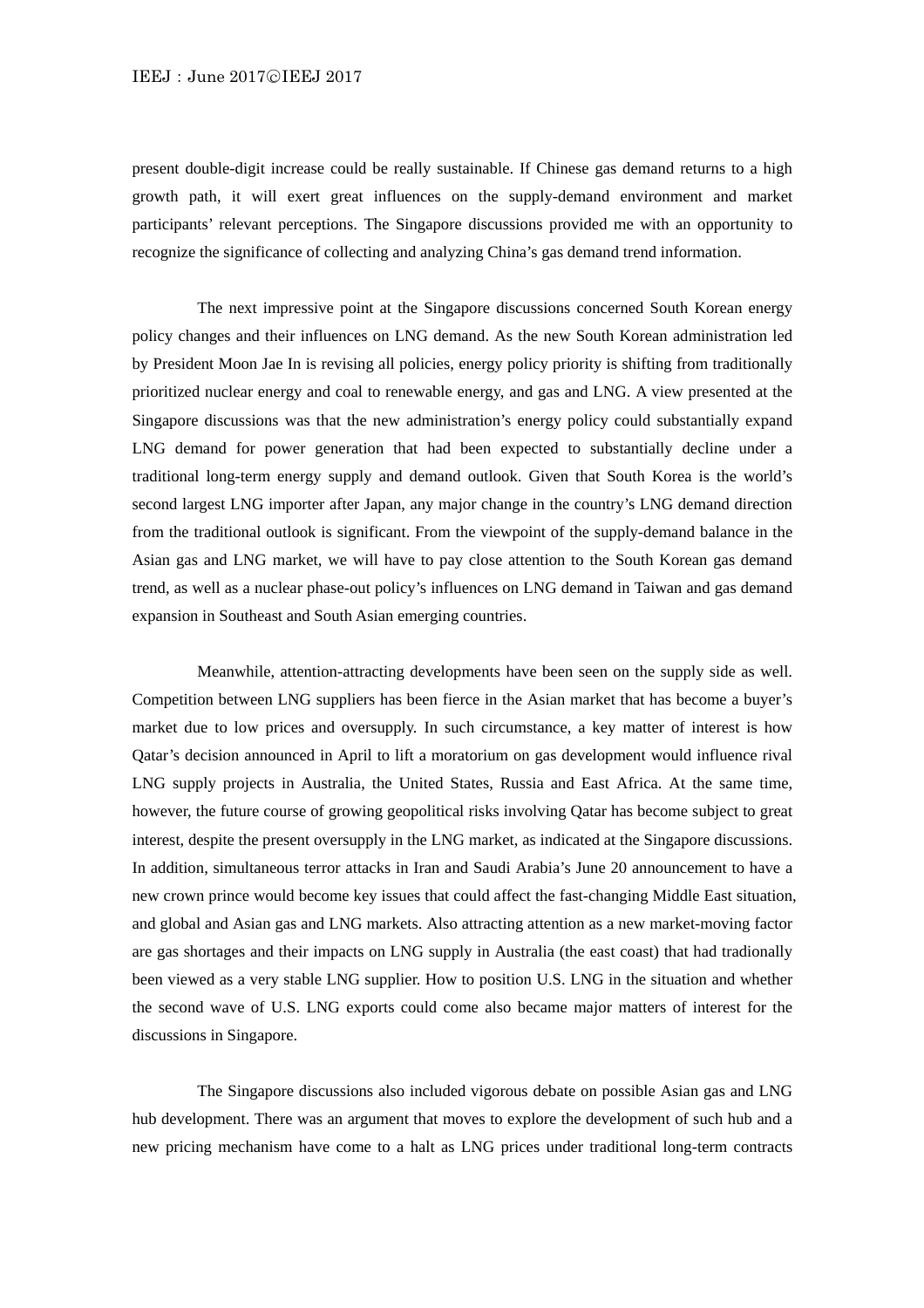present double-digit increase could be really sustainable. If Chinese gas demand returns to a high growth path, it will exert great influences on the supply-demand environment and market participants' relevant perceptions. The Singapore discussions provided me with an opportunity to recognize the significance of collecting and analyzing China's gas demand trend information.

The next impressive point at the Singapore discussions concerned South Korean energy policy changes and their influences on LNG demand. As the new South Korean administration led by President Moon Jae In is revising all policies, energy policy priority is shifting from traditionally prioritized nuclear energy and coal to renewable energy, and gas and LNG. A view presented at the Singapore discussions was that the new administration's energy policy could substantially expand LNG demand for power generation that had been expected to substantially decline under a traditional long-term energy supply and demand outlook. Given that South Korea is the world's second largest LNG importer after Japan, any major change in the country's LNG demand direction from the traditional outlook is significant. From the viewpoint of the supply-demand balance in the Asian gas and LNG market, we will have to pay close attention to the South Korean gas demand trend, as well as a nuclear phase-out policy's influences on LNG demand in Taiwan and gas demand expansion in Southeast and South Asian emerging countries.

Meanwhile, attention-attracting developments have been seen on the supply side as well. Competition between LNG suppliers has been fierce in the Asian market that has become a buyer's market due to low prices and oversupply. In such circumstance, a key matter of interest is how Qatar's decision announced in April to lift a moratorium on gas development would influence rival LNG supply projects in Australia, the United States, Russia and East Africa. At the same time, however, the future course of growing geopolitical risks involving Qatar has become subject to great interest, despite the present oversupply in the LNG market, as indicated at the Singapore discussions. In addition, simultaneous terror attacks in Iran and Saudi Arabia's June 20 announcement to have a new crown prince would become key issues that could affect the fast-changing Middle East situation, and global and Asian gas and LNG markets. Also attracting attention as a new market-moving factor are gas shortages and their impacts on LNG supply in Australia (the east coast) that had tradionally been viewed as a very stable LNG supplier. How to position U.S. LNG in the situation and whether the second wave of U.S. LNG exports could come also became major matters of interest for the discussions in Singapore.

The Singapore discussions also included vigorous debate on possible Asian gas and LNG hub development. There was an argument that moves to explore the development of such hub and a new pricing mechanism have come to a halt as LNG prices under traditional long-term contracts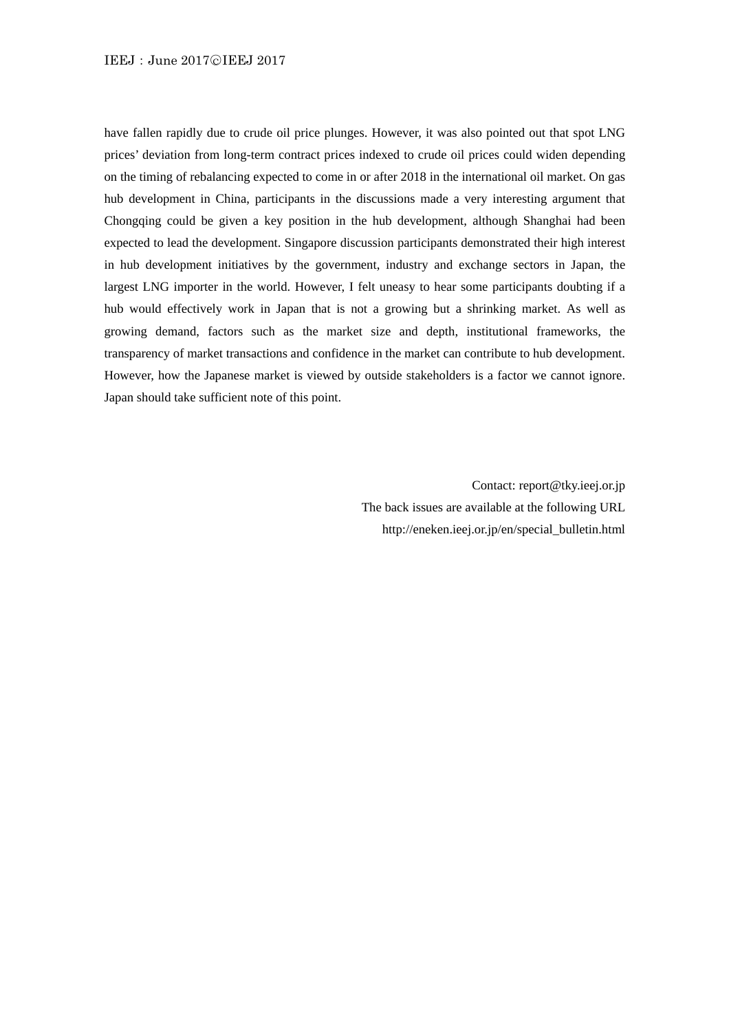have fallen rapidly due to crude oil price plunges. However, it was also pointed out that spot LNG prices' deviation from long-term contract prices indexed to crude oil prices could widen depending on the timing of rebalancing expected to come in or after 2018 in the international oil market. On gas hub development in China, participants in the discussions made a very interesting argument that Chongqing could be given a key position in the hub development, although Shanghai had been expected to lead the development. Singapore discussion participants demonstrated their high interest in hub development initiatives by the government, industry and exchange sectors in Japan, the largest LNG importer in the world. However, I felt uneasy to hear some participants doubting if a hub would effectively work in Japan that is not a growing but a shrinking market. As well as growing demand, factors such as the market size and depth, institutional frameworks, the transparency of market transactions and confidence in the market can contribute to hub development. However, how the Japanese market is viewed by outside stakeholders is a factor we cannot ignore. Japan should take sufficient note of this point.

Contact: report@tky.ieej.or.jp
The back issues are available at the following URL
http://eneken.ieej.or.jp/en/special_bulletin.html